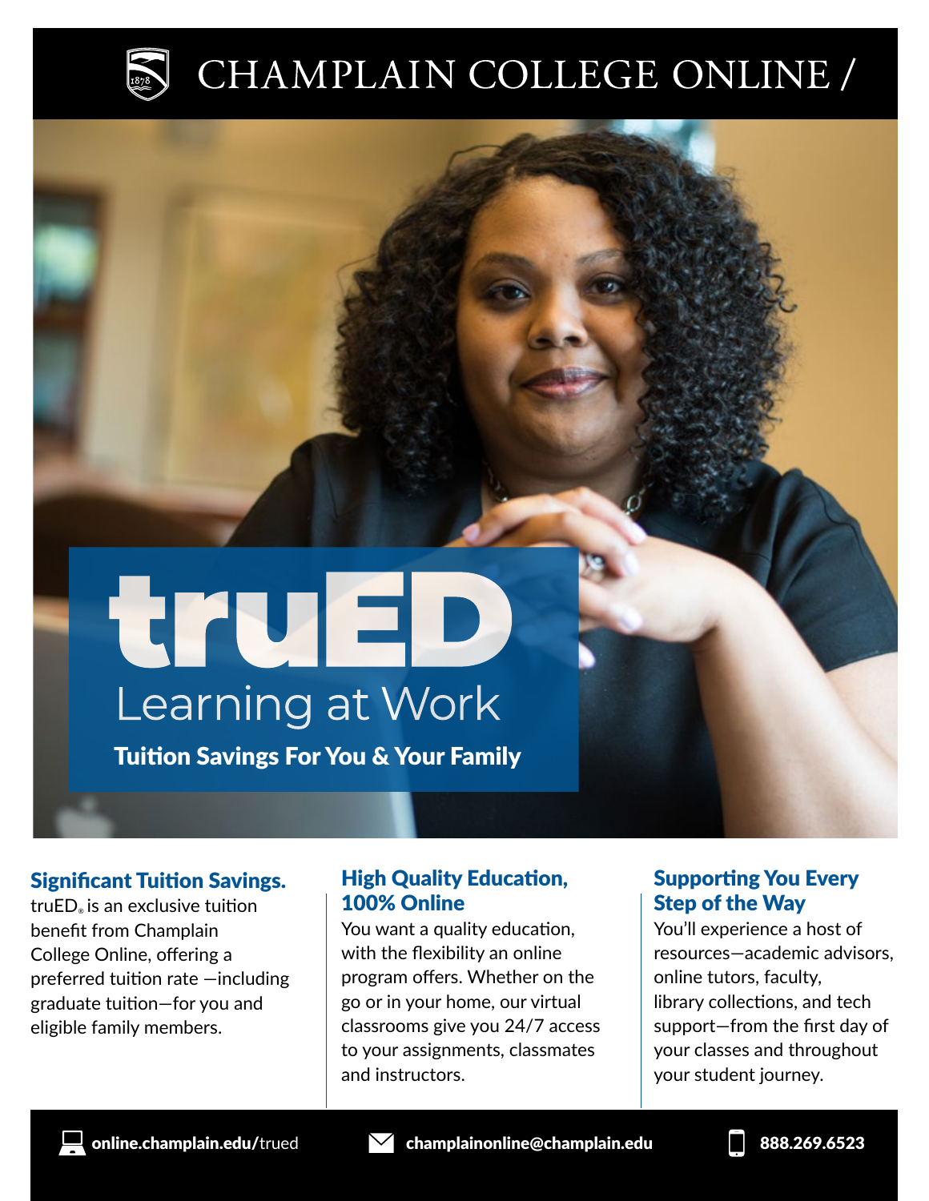# CHAMPLAIN COLLEGE ONLINE /

# truED

## Learning at Work

**Tuition Savings For You & Your Family**

### Significant Tuition Savings.

truED® is an exclusive tuition benefit from Champlain College Online, offering a preferred tuition rate —including graduate tuition—for you and eligible family members.

### High Quality Education, 100% Online

You want a quality education, with the flexibility an online program offers. Whether on the go or in your home, our virtual classrooms give you 24/7 access to your assignments, classmates and instructors.

### Supporting You Every Step of the Way

You'll experience a host of resources—academic advisors, online tutors, faculty, library collections, and tech support—from the first day of your classes and throughout your student journey.

**online.champlain.edu/**trued **champlainonline@champlain.edu** **888.269.6523**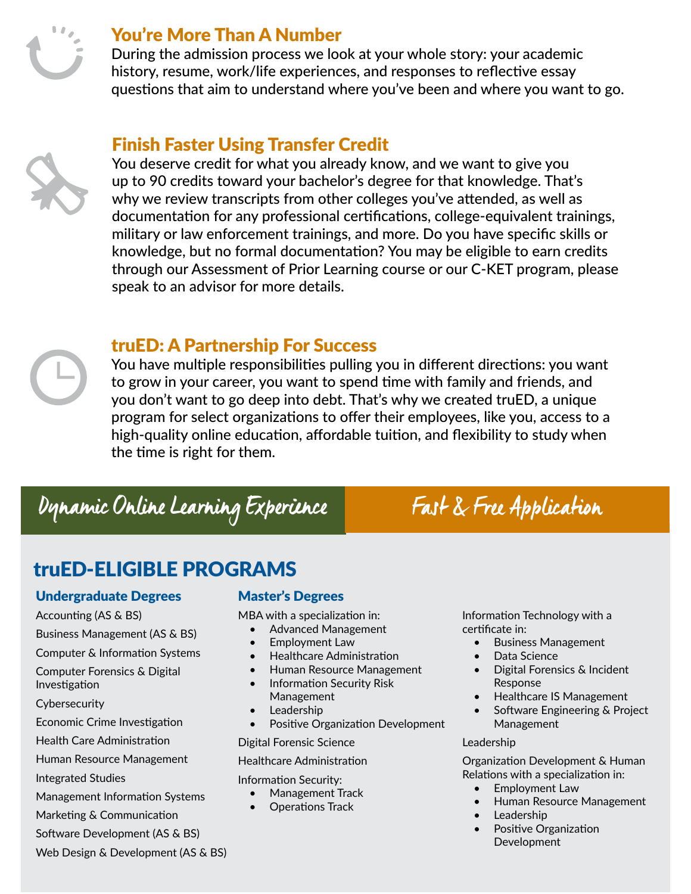## You're More Than A Number

During the admission process we look at your whole story: your academic history, resume, work/life experiences, and responses to reflective essay questions that aim to understand where you've been and where you want to go.

## Finish Faster Using Transfer Credit

You deserve credit for what you already know, and we want to give you up to 90 credits toward your bachelor's degree for that knowledge. That's why we review transcripts from other colleges you've attended, as well as documentation for any professional certifications, college-equivalent trainings, military or law enforcement trainings, and more. Do you have specific skills or knowledge, but no formal documentation? You may be eligible to earn credits through our Assessment of Prior Learning course or our C-KET program, please speak to an advisor for more details.

## truED: A Partnership For Success

You have multiple responsibilities pulling you in different directions: you want to grow in your career, you want to spend time with family and friends, and you don't want to go deep into debt. That's why we created truED, a unique program for select organizations to offer their employees, like you, access to a high-quality online education, affordable tuition, and flexibility to study when the time is right for them.

**Dynamic Online Learning Experience** | **Fast & Free Application**

# truED-ELIGIBLE PROGRAMS

### Undergraduate Degrees

- Accounting (AS & BS)
- Business Management (AS & BS)
- Computer & Information Systems
- Computer Forensics & Digital Investigation
- Cybersecurity
- Economic Crime Investigation
- Health Care Administration
- Human Resource Management
- Integrated Studies
- Management Information Systems
- Marketing & Communication
- Software Development (AS & BS)
- Web Design & Development (AS & BS)

### Master's Degrees

MBA with a specialization in:

- Advanced Management
- Employment Law
- Healthcare Administration
- Human Resource Management
- Information Security Risk Management
- Leadership
- Positive Organization Development

Digital Forensic Science

Healthcare Administration

Information Security:

- Management Track
- Operations Track

Information Technology with a certificate in:

- Business Management
- Data Science
- Digital Forensics & Incident Response
- Healthcare IS Management
- Software Engineering & Project Management

Leadership

Organization Development & Human Relations with a specialization in:

- Employment Law
- Human Resource Management
- Leadership
- Positive Organization Development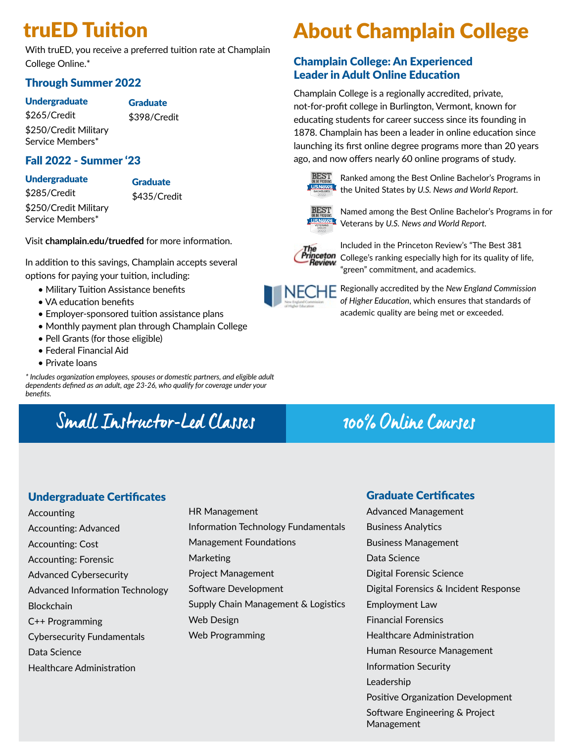# truED Tuition

With truED, you receive a preferred tuition rate at Champlain College Online.*

### Through Summer 2022

**Undergraduate**

$265/Credit

$250/Credit Military Service Members*

**Graduate**

$398/Credit

### Fall 2022 - Summer '23

**Undergraduate**

$285/Credit

$250/Credit Military Service Members*

**Graduate**

$435/Credit

Visit **champlain.edu/truedfed** for more information.

In addition to this savings, Champlain accepts several options for paying your tuition, including:

- Military Tuition Assistance benefits
- VA education benefits
- Employer-sponsored tuition assistance plans
- Monthly payment plan through Champlain College
- Pell Grants (for those eligible)
- Federal Financial Aid
- Private loans

*\* Includes organization employees, spouses or domestic partners, and eligible adult dependents defined as an adult, age 23-26, who qualify for coverage under your benefits.*

# About Champlain College

### Champlain College: An Experienced Leader in Adult Online Education

Champlain College is a regionally accredited, private, not-for-profit college in Burlington, Vermont, known for educating students for career success since its founding in 1878. Champlain has been a leader in online education since launching its first online degree programs more than 20 years ago, and now offers nearly 60 online programs of study.

Ranked among the Best Online Bachelor's Programs in the United States by *U.S. News and World Report*.

Named among the Best Online Bachelor's Programs in for Veterans by *U.S. News and World Report*.

Included in the Princeton Review's "The Best 381 College's ranking especially high for its quality of life, "green" commitment, and academics.

Regionally accredited by the *New England Commission of Higher Education*, which ensures that standards of academic quality are being met or exceeded.

## Small Instructor-Led Classes

## 100% Online Courses

### Undergraduate Certificates

- Accounting
- Accounting: Advanced
- Accounting: Cost
- Accounting: Forensic
- Advanced Cybersecurity
- Advanced Information Technology
- Blockchain
- C++ Programming
- Cybersecurity Fundamentals
- Data Science
- Healthcare Administration
- HR Management
- Information Technology Fundamentals
- Management Foundations
- Marketing
- Project Management
- Software Development
- Supply Chain Management & Logistics
- Web Design
- Web Programming

### Graduate Certificates

- Advanced Management
- Business Analytics
- Business Management
- Data Science
- Digital Forensic Science
- Digital Forensics & Incident Response
- Employment Law
- Financial Forensics
- Healthcare Administration
- Human Resource Management
- Information Security
- Leadership
- Positive Organization Development
- Software Engineering & Project Management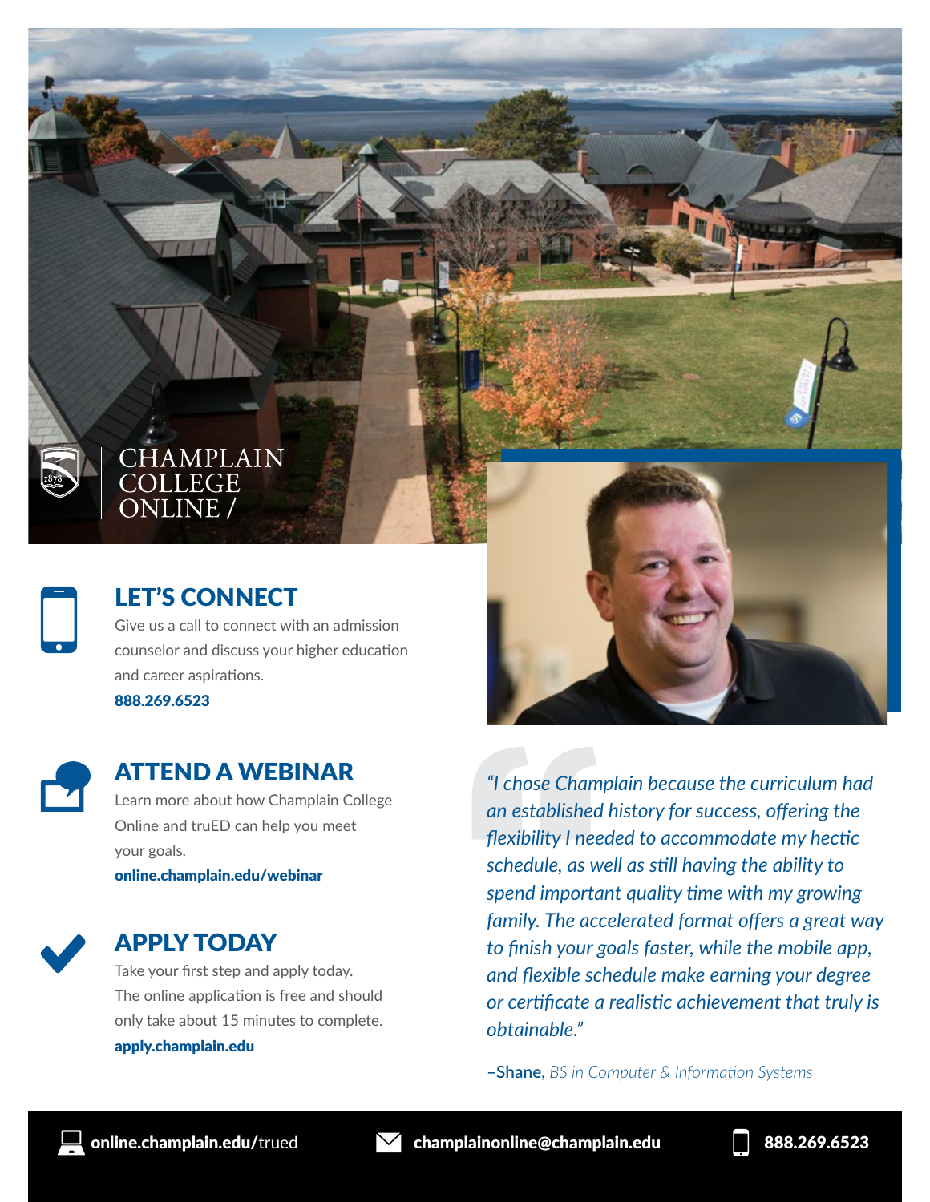CHAMPLAIN COLLEGE ONLINE /

## LET'S CONNECT

Give us a call to connect with an admission counselor and discuss your higher education and career aspirations.

**888.269.6523**

## ATTEND A WEBINAR

Learn more about how Champlain College Online and truED can help you meet your goals.

**online.champlain.edu/webinar**

## APPLY TODAY

Take your first step and apply today. The online application is free and should only take about 15 minutes to complete.

**apply.champlain.edu**

*"I chose Champlain because the curriculum had an established history for success, offering the flexibility I needed to accommodate my hectic schedule, as well as still having the ability to spend important quality time with my growing family. The accelerated format offers a great way to finish your goals faster, while the mobile app, and flexible schedule make earning your degree or certificate a realistic achievement that truly is obtainable."*

–**Shane,** *BS in Computer & Information Systems*

**online.champlain.edu/**trued | **champlainonline@champlain.edu** | **888.269.6523**